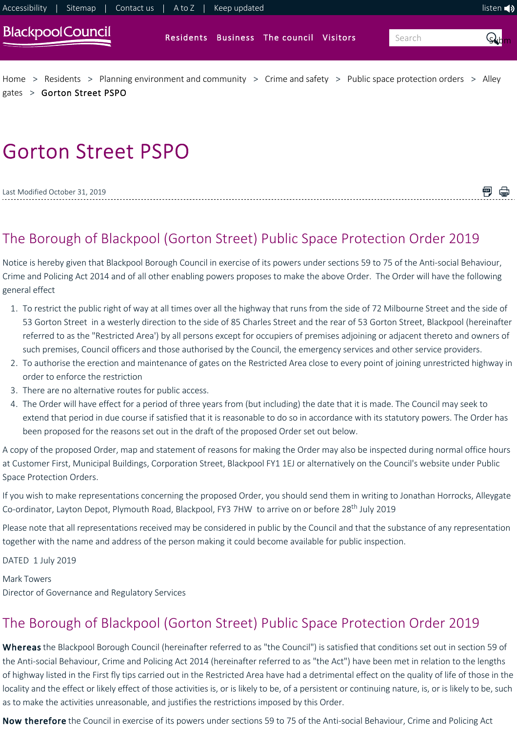# Gorton Street PSPO

Last Modified October 31, 2019

## The Borough of Blackpool (Gorton Street) Public Space Protection Order 2019

Notice is hereby given that Blackpool Borough Council in exercise of its powers under sections 59 to 75 of the Anti-social Behaviour, Crime and Policing Act 2014 and of all other enabling powers proposes to make the above Order. The Order will have the following general effect

1. To restrict the public right of way at all times over all the highway that runs from the side of 72 Milbourne Street and the side of 53 Gorton Street in a westerly direction to the side of 85 Charles Street and the rear of 53 Gorton Street, Blackpool (hereinafter referred to as the "Restricted Area') by all persons except for occupiers of premises adjoining or adjacent thereto and owners of such premises, Council officers and those authorised by the Council, the emergency services and other service providers.
2. To authorise the erection and maintenance of gates on the Restricted Area close to every point of joining unrestricted highway in order to enforce the restriction
3. There are no alternative routes for public access.
4. The Order will have effect for a period of three years from (but including) the date that it is made. The Council may seek to extend that period in due course if satisfied that it is reasonable to do so in accordance with its statutory powers. The Order has been proposed for the reasons set out in the draft of the proposed Order set out below.

A copy of the proposed Order, map and statement of reasons for making the Order may also be inspected during normal office hours at Customer First, Municipal Buildings, Corporation Street, Blackpool FY1 1EJ or alternatively on the Council's website under Public Space Protection Orders.

If you wish to make representations concerning the proposed Order, you should send them in writing to Jonathan Horrocks, Alleygate Co-ordinator, Layton Depot, Plymouth Road, Blackpool, FY3 7HW to arrive on or before 28th July 2019

Please note that all representations received may be considered in public by the Council and that the substance of any representation together with the name and address of the person making it could become available for public inspection.

DATED 1 July 2019

Mark Towers
Director of Governance and Regulatory Services

## The Borough of Blackpool (Gorton Street) Public Space Protection Order 2019

**Whereas** the Blackpool Borough Council (hereinafter referred to as "the Council") is satisfied that conditions set out in section 59 of the Anti-social Behaviour, Crime and Policing Act 2014 (hereinafter referred to as "the Act") have been met in relation to the lengths of highway listed in the First fly tips carried out in the Restricted Area have had a detrimental effect on the quality of life of those in the locality and the effect or likely effect of those activities is, or is likely to be, of a persistent or continuing nature, is, or is likely to be, such as to make the activities unreasonable, and justifies the restrictions imposed by this Order.

**Now therefore** the Council in exercise of its powers under sections 59 to 75 of the Anti-social Behaviour, Crime and Policing Act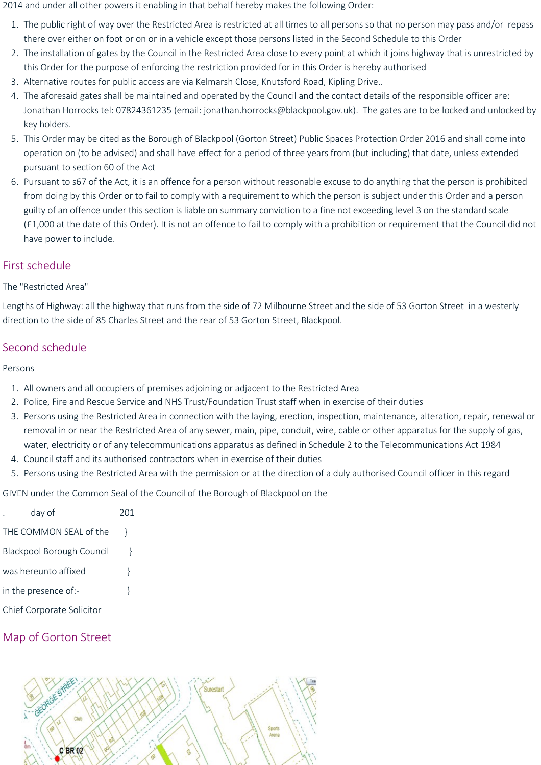2014 and under all other powers it enabling in that behalf hereby makes the following Order:

1. The public right of way over the Restricted Area is restricted at all times to all persons so that no person may pass and/or repass there over either on foot or on or in a vehicle except those persons listed in the Second Schedule to this Order
2. The installation of gates by the Council in the Restricted Area close to every point at which it joins highway that is unrestricted by this Order for the purpose of enforcing the restriction provided for in this Order is hereby authorised
3. Alternative routes for public access are via Kelmarsh Close, Knutsford Road, Kipling Drive..
4. The aforesaid gates shall be maintained and operated by the Council and the contact details of the responsible officer are: Jonathan Horrocks tel: 07824361235 (email: jonathan.horrocks@blackpool.gov.uk). The gates are to be locked and unlocked by key holders.
5. This Order may be cited as the Borough of Blackpool (Gorton Street) Public Spaces Protection Order 2016 and shall come into operation on (to be advised) and shall have effect for a period of three years from (but including) that date, unless extended pursuant to section 60 of the Act
6. Pursuant to s67 of the Act, it is an offence for a person without reasonable excuse to do anything that the person is prohibited from doing by this Order or to fail to comply with a requirement to which the person is subject under this Order and a person guilty of an offence under this section is liable on summary conviction to a fine not exceeding level 3 on the standard scale (£1,000 at the date of this Order). It is not an offence to fail to comply with a prohibition or requirement that the Council did not have power to include.

## First schedule

The "Restricted Area"

Lengths of Highway: all the highway that runs from the side of 72 Milbourne Street and the side of 53 Gorton Street in a westerly direction to the side of 85 Charles Street and the rear of 53 Gorton Street, Blackpool.

## Second schedule

Persons

1. All owners and all occupiers of premises adjoining or adjacent to the Restricted Area
2. Police, Fire and Rescue Service and NHS Trust/Foundation Trust staff when in exercise of their duties
3. Persons using the Restricted Area in connection with the laying, erection, inspection, maintenance, alteration, repair, renewal or removal in or near the Restricted Area of any sewer, main, pipe, conduit, wire, cable or other apparatus for the supply of gas, water, electricity or of any telecommunications apparatus as defined in Schedule 2 to the Telecommunications Act 1984
4. Council staff and its authorised contractors when in exercise of their duties
5. Persons using the Restricted Area with the permission or at the direction of a duly authorised Council officer in this regard

GIVEN under the Common Seal of the Council of the Borough of Blackpool on the

. day of 201

THE COMMON SEAL of the }

Blackpool Borough Council }

was hereunto affixed }

in the presence of:- }

Chief Corporate Solicitor

## Map of Gorton Street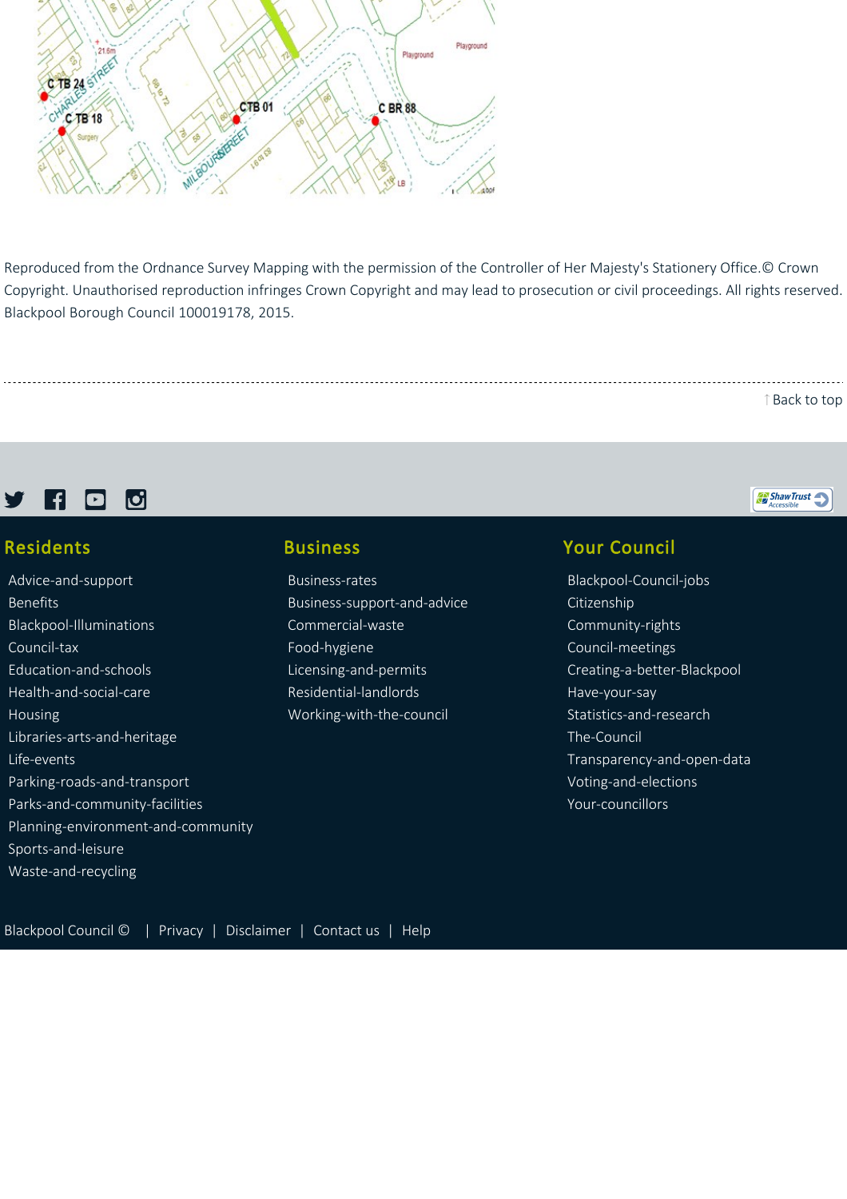C TB 24

C TB 18

CTB 01

C BR 88

CHARLES STREET

MILBOURNE STREET

Reproduced from the Ordnance Survey Mapping with the permission of the Controller of Her Majesty's Stationery Office.© Crown Copyright. Unauthorised reproduction infringes Crown Copyright and may lead to prosecution or civil proceedings. All rights reserved. Blackpool Borough Council 100019178, 2015.

↑Back to top

## Residents

- Advice-and-support
- Benefits
- Blackpool-Illuminations
- Council-tax
- Education-and-schools
- Health-and-social-care
- Housing
- Libraries-arts-and-heritage
- Life-events
- Parking-roads-and-transport
- Parks-and-community-facilities
- Planning-environment-and-community
- Sports-and-leisure
- Waste-and-recycling

## Business

- Business-rates
- Business-support-and-advice
- Commercial-waste
- Food-hygiene
- Licensing-and-permits
- Residential-landlords
- Working-with-the-council

## Your Council

- Blackpool-Council-jobs
- Citizenship
- Community-rights
- Council-meetings
- Creating-a-better-Blackpool
- Have-your-say
- Statistics-and-research
- The-Council
- Transparency-and-open-data
- Voting-and-elections
- Your-councillors

Blackpool Council © | Privacy | Disclaimer | Contact us | Help